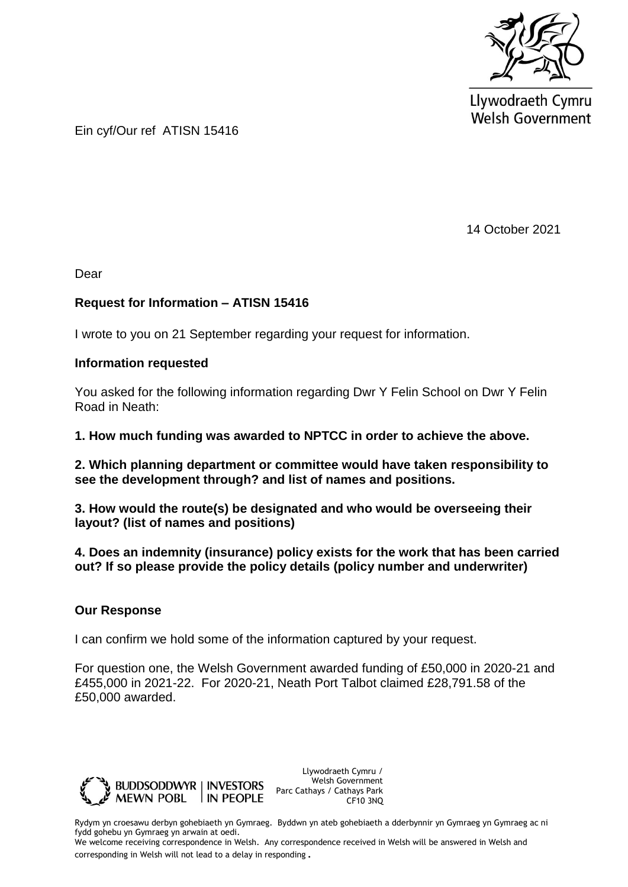Llywodraeth Cymru
Welsh Government

Ein cyf/Our ref ATISN 15416

14 October 2021

Dear

**Request for Information – ATISN 15416**

I wrote to you on 21 September regarding your request for information.

**Information requested**

You asked for the following information regarding Dwr Y Felin School on Dwr Y Felin Road in Neath:

**1. How much funding was awarded to NPTCC in order to achieve the above.**

**2. Which planning department or committee would have taken responsibility to see the development through? and list of names and positions.**

**3. How would the route(s) be designated and who would be overseeing their layout? (list of names and positions)**

**4. Does an indemnity (insurance) policy exists for the work that has been carried out? If so please provide the policy details (policy number and underwriter)**

**Our Response**

I can confirm we hold some of the information captured by your request.

For question one, the Welsh Government awarded funding of £50,000 in 2020-21 and £455,000 in 2021-22. For 2020-21, Neath Port Talbot claimed £28,791.58 of the £50,000 awarded.

BUDDSODDWYR MEWN POBL | INVESTORS IN PEOPLE

Llywodraeth Cymru / Welsh Government
Parc Cathays / Cathays Park
CF10 3NQ

Rydym yn croesawu derbyn gohebiaeth yn Gymraeg. Byddwn yn ateb gohebiaeth a dderbynnir yn Gymraeg yn Gymraeg ac ni fydd gohebu yn Gymraeg yn arwain at oedi.
We welcome receiving correspondence in Welsh. Any correspondence received in Welsh will be answered in Welsh and corresponding in Welsh will not lead to a delay in responding.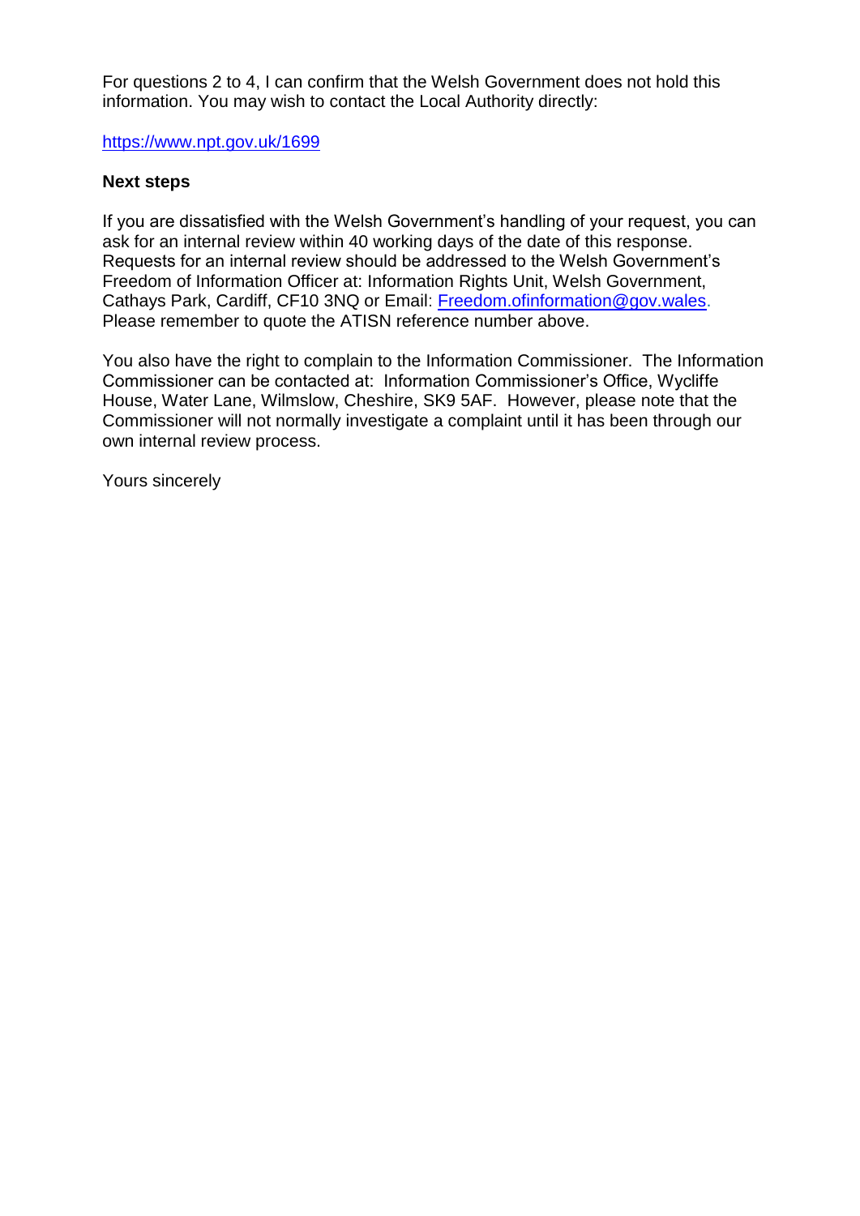For questions 2 to 4, I can confirm that the Welsh Government does not hold this information. You may wish to contact the Local Authority directly:

https://www.npt.gov.uk/1699

**Next steps**

If you are dissatisfied with the Welsh Government's handling of your request, you can ask for an internal review within 40 working days of the date of this response. Requests for an internal review should be addressed to the Welsh Government's Freedom of Information Officer at: Information Rights Unit, Welsh Government, Cathays Park, Cardiff, CF10 3NQ or Email: Freedom.ofinformation@gov.wales. Please remember to quote the ATISN reference number above.

You also have the right to complain to the Information Commissioner. The Information Commissioner can be contacted at: Information Commissioner's Office, Wycliffe House, Water Lane, Wilmslow, Cheshire, SK9 5AF. However, please note that the Commissioner will not normally investigate a complaint until it has been through our own internal review process.

Yours sincerely